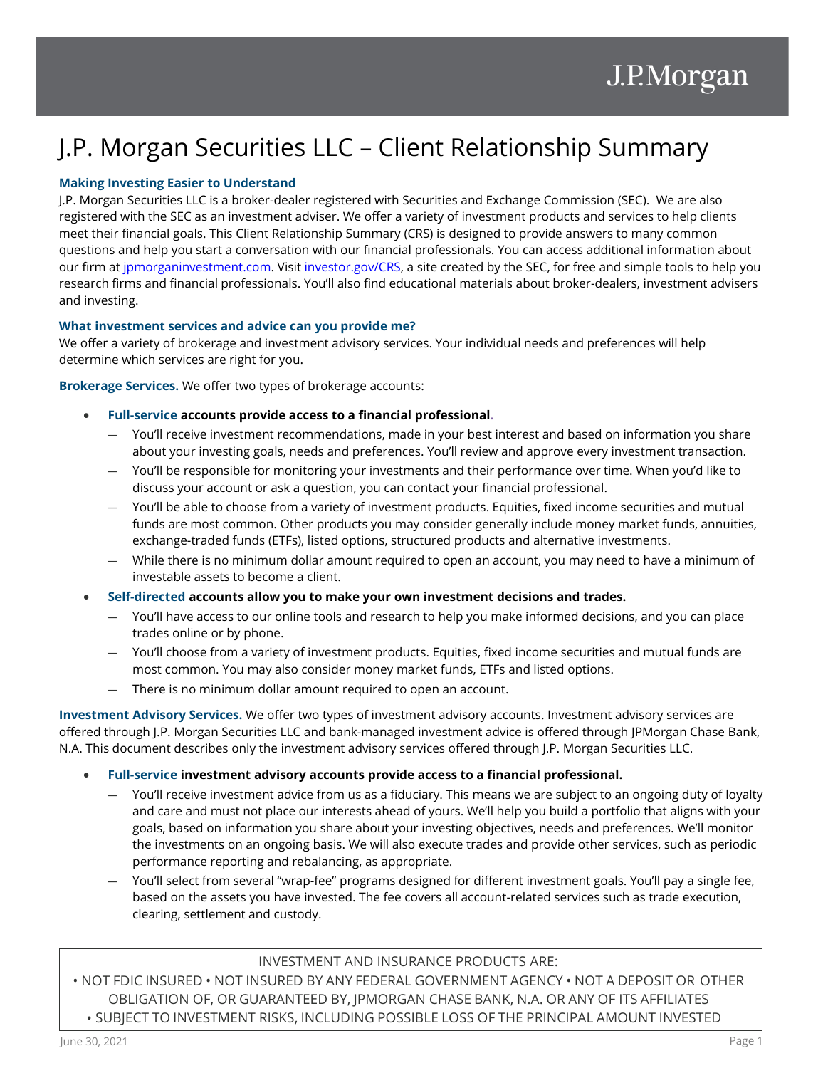# J.P. Morgan Securities LLC – Client Relationship Summary

### Making Investing Easier to Understand

J.P. Morgan Securities LLC is a broker-dealer registered with Securities and Exchange Commission (SEC). We are also registered with the SEC as an investment adviser. We offer a variety of investment products and services to help clients meet their financial goals. This Client Relationship Summary (CRS) is designed to provide answers to many common questions and help you start a conversation with our financial professionals. You can access additional information about our firm at [jpmorganinvestment.com](jpmorganinvestment.com). Visit [investor.gov/CRS](investor.gov/CRS), a site created by the SEC, for free and simple tools to help you research firms and financial professionals. You'll also find educational materials about broker-dealers, investment advisers and investing.

### What investment services and advice can you provide me?

We offer a variety of brokerage and investment advisory services. Your individual needs and preferences will help determine which services are right for you.

**Brokerage Services.** We offer two types of brokerage accounts:

- **Full-service accounts provide access to a financial professional.**
  - You'll receive investment recommendations, made in your best interest and based on information you share about your investing goals, needs and preferences. You'll review and approve every investment transaction.
  - You'll be responsible for monitoring your investments and their performance over time. When you'd like to discuss your account or ask a question, you can contact your financial professional.
  - You'll be able to choose from a variety of investment products. Equities, fixed income securities and mutual funds are most common. Other products you may consider generally include money market funds, annuities, exchange-traded funds (ETFs), listed options, structured products and alternative investments.
  - While there is no minimum dollar amount required to open an account, you may need to have a minimum of investable assets to become a client.
- **Self-directed accounts allow you to make your own investment decisions and trades.**
  - You'll have access to our online tools and research to help you make informed decisions, and you can place trades online or by phone.
  - You'll choose from a variety of investment products. Equities, fixed income securities and mutual funds are most common. You may also consider money market funds, ETFs and listed options.
  - There is no minimum dollar amount required to open an account.

**Investment Advisory Services.** We offer two types of investment advisory accounts. Investment advisory services are offered through J.P. Morgan Securities LLC and bank-managed investment advice is offered through JPMorgan Chase Bank, N.A. This document describes only the investment advisory services offered through J.P. Morgan Securities LLC.

- **Full-service investment advisory accounts provide access to a financial professional.**
  - You'll receive investment advice from us as a fiduciary. This means we are subject to an ongoing duty of loyalty and care and must not place our interests ahead of yours. We'll help you build a portfolio that aligns with your goals, based on information you share about your investing objectives, needs and preferences. We'll monitor the investments on an ongoing basis. We will also execute trades and provide other services, such as periodic performance reporting and rebalancing, as appropriate.
  - You'll select from several "wrap-fee" programs designed for different investment goals. You'll pay a single fee, based on the assets you have invested. The fee covers all account-related services such as trade execution, clearing, settlement and custody.

INVESTMENT AND INSURANCE PRODUCTS ARE:
• NOT FDIC INSURED • NOT INSURED BY ANY FEDERAL GOVERNMENT AGENCY • NOT A DEPOSIT OR OTHER OBLIGATION OF, OR GUARANTEED BY, JPMORGAN CHASE BANK, N.A. OR ANY OF ITS AFFILIATES
• SUBJECT TO INVESTMENT RISKS, INCLUDING POSSIBLE LOSS OF THE PRINCIPAL AMOUNT INVESTED

June 30, 2021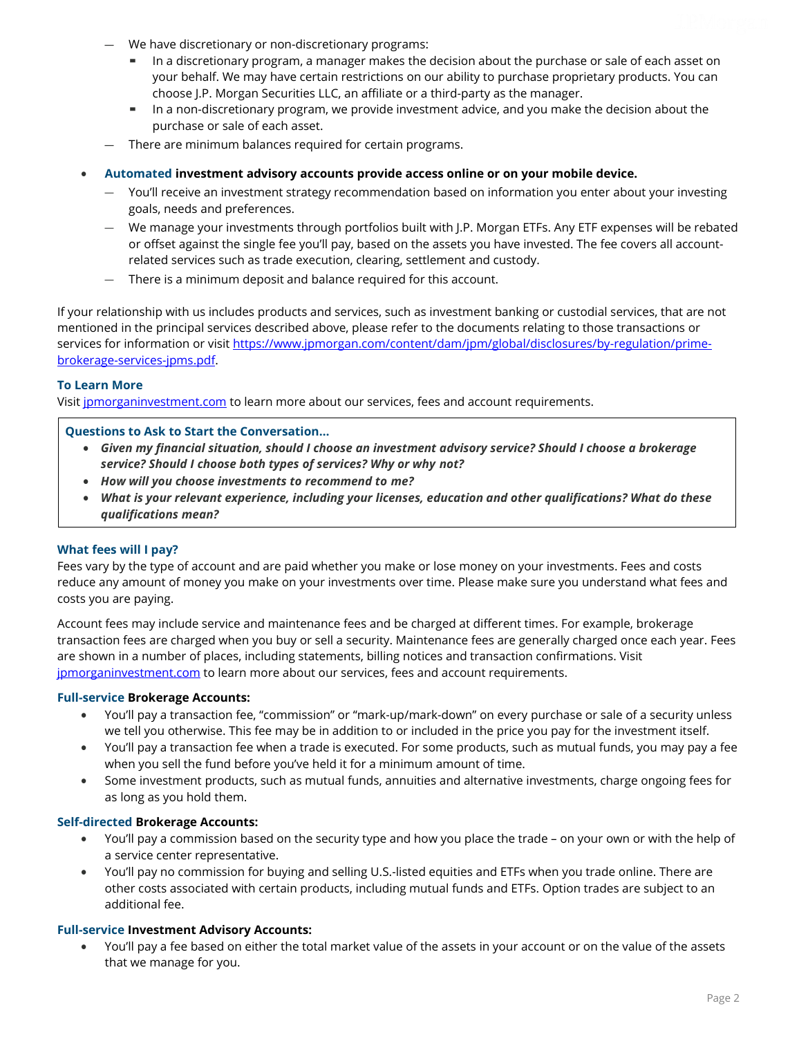- We have discretionary or non-discretionary programs:
    - In a discretionary program, a manager makes the decision about the purchase or sale of each asset on your behalf. We may have certain restrictions on our ability to purchase proprietary products. You can choose J.P. Morgan Securities LLC, an affiliate or a third-party as the manager.
    - In a non-discretionary program, we provide investment advice, and you make the decision about the purchase or sale of each asset.
- There are minimum balances required for certain programs.

- **Automated investment advisory accounts provide access online or on your mobile device.**
    - You'll receive an investment strategy recommendation based on information you enter about your investing goals, needs and preferences.
    - We manage your investments through portfolios built with J.P. Morgan ETFs. Any ETF expenses will be rebated or offset against the single fee you'll pay, based on the assets you have invested. The fee covers all account-related services such as trade execution, clearing, settlement and custody.
    - There is a minimum deposit and balance required for this account.

If your relationship with us includes products and services, such as investment banking or custodial services, that are not mentioned in the principal services described above, please refer to the documents relating to those transactions or services for information or visit https://www.jpmorgan.com/content/dam/jpm/global/disclosures/by-regulation/prime-brokerage-services-jpms.pdf.

### To Learn More

Visit jpmorganinvestment.com to learn more about our services, fees and account requirements.

> **Questions to Ask to Start the Conversation...**
> - ***Given my financial situation, should I choose an investment advisory service? Should I choose a brokerage service? Should I choose both types of services? Why or why not?***
> - ***How will you choose investments to recommend to me?***
> - ***What is your relevant experience, including your licenses, education and other qualifications? What do these qualifications mean?***

### What fees will I pay?

Fees vary by the type of account and are paid whether you make or lose money on your investments. Fees and costs reduce any amount of money you make on your investments over time. Please make sure you understand what fees and costs you are paying.

Account fees may include service and maintenance fees and be charged at different times. For example, brokerage transaction fees are charged when you buy or sell a security. Maintenance fees are generally charged once each year. Fees are shown in a number of places, including statements, billing notices and transaction confirmations. Visit jpmorganinvestment.com to learn more about our services, fees and account requirements.

**Full-service Brokerage Accounts:**

- You'll pay a transaction fee, "commission" or "mark-up/mark-down" on every purchase or sale of a security unless we tell you otherwise. This fee may be in addition to or included in the price you pay for the investment itself.
- You'll pay a transaction fee when a trade is executed. For some products, such as mutual funds, you may pay a fee when you sell the fund before you've held it for a minimum amount of time.
- Some investment products, such as mutual funds, annuities and alternative investments, charge ongoing fees for as long as you hold them.

**Self-directed Brokerage Accounts:**

- You'll pay a commission based on the security type and how you place the trade – on your own or with the help of a service center representative.
- You'll pay no commission for buying and selling U.S.-listed equities and ETFs when you trade online. There are other costs associated with certain products, including mutual funds and ETFs. Option trades are subject to an additional fee.

**Full-service Investment Advisory Accounts:**

- You'll pay a fee based on either the total market value of the assets in your account or on the value of the assets that we manage for you.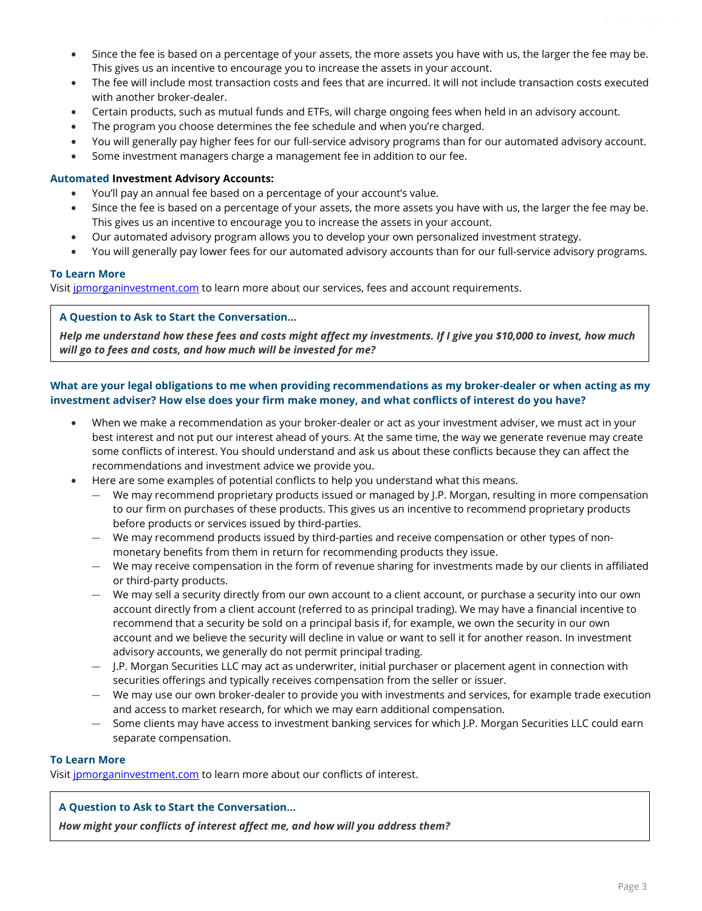- Since the fee is based on a percentage of your assets, the more assets you have with us, the larger the fee may be. This gives us an incentive to encourage you to increase the assets in your account.
- The fee will include most transaction costs and fees that are incurred. It will not include transaction costs executed with another broker-dealer.
- Certain products, such as mutual funds and ETFs, will charge ongoing fees when held in an advisory account.
- The program you choose determines the fee schedule and when you're charged.
- You will generally pay higher fees for our full-service advisory programs than for our automated advisory account.
- Some investment managers charge a management fee in addition to our fee.

**Automated Investment Advisory Accounts:**

- You'll pay an annual fee based on a percentage of your account's value.
- Since the fee is based on a percentage of your assets, the more assets you have with us, the larger the fee may be. This gives us an incentive to encourage you to increase the assets in your account.
- Our automated advisory program allows you to develop your own personalized investment strategy.
- You will generally pay lower fees for our automated advisory accounts than for our full-service advisory programs.

**To Learn More**

Visit jpmorganinvestment.com to learn more about our services, fees and account requirements.

> **A Question to Ask to Start the Conversation…**
>
> ***Help me understand how these fees and costs might affect my investments. If I give you $10,000 to invest, how much will go to fees and costs, and how much will be invested for me?***

**What are your legal obligations to me when providing recommendations as my broker-dealer or when acting as my investment adviser? How else does your firm make money, and what conflicts of interest do you have?**

- When we make a recommendation as your broker-dealer or act as your investment adviser, we must act in your best interest and not put our interest ahead of yours. At the same time, the way we generate revenue may create some conflicts of interest. You should understand and ask us about these conflicts because they can affect the recommendations and investment advice we provide you.
- Here are some examples of potential conflicts to help you understand what this means.
  - We may recommend proprietary products issued or managed by J.P. Morgan, resulting in more compensation to our firm on purchases of these products. This gives us an incentive to recommend proprietary products before products or services issued by third-parties.
  - We may recommend products issued by third-parties and receive compensation or other types of non-monetary benefits from them in return for recommending products they issue.
  - We may receive compensation in the form of revenue sharing for investments made by our clients in affiliated or third-party products.
  - We may sell a security directly from our own account to a client account, or purchase a security into our own account directly from a client account (referred to as principal trading). We may have a financial incentive to recommend that a security be sold on a principal basis if, for example, we own the security in our own account and we believe the security will decline in value or want to sell it for another reason. In investment advisory accounts, we generally do not permit principal trading.
  - J.P. Morgan Securities LLC may act as underwriter, initial purchaser or placement agent in connection with securities offerings and typically receives compensation from the seller or issuer.
  - We may use our own broker-dealer to provide you with investments and services, for example trade execution and access to market research, for which we may earn additional compensation.
  - Some clients may have access to investment banking services for which J.P. Morgan Securities LLC could earn separate compensation.

**To Learn More**

Visit jpmorganinvestment.com to learn more about our conflicts of interest.

> **A Question to Ask to Start the Conversation…**
>
> ***How might your conflicts of interest affect me, and how will you address them?***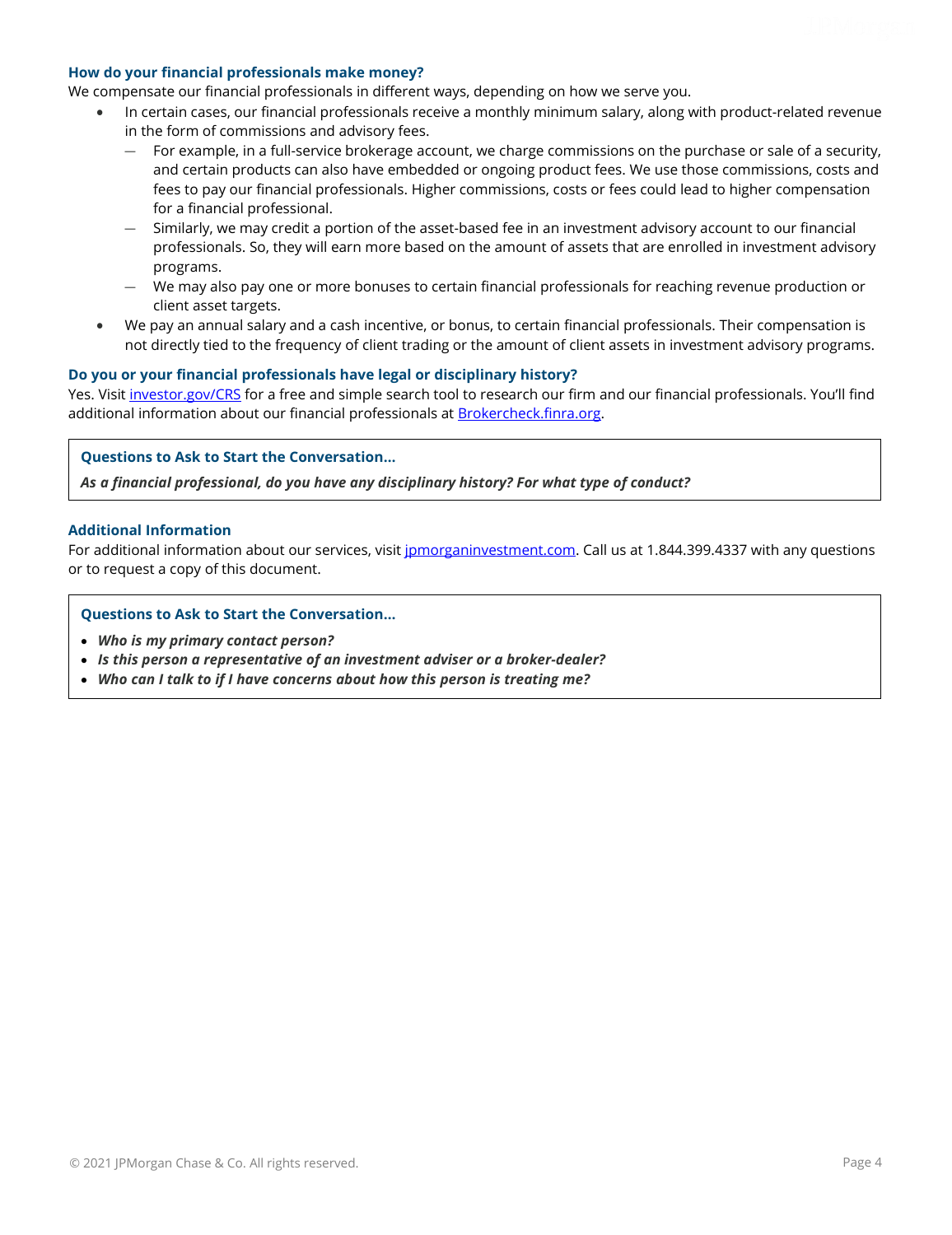### How do your financial professionals make money?

We compensate our financial professionals in different ways, depending on how we serve you.

- In certain cases, our financial professionals receive a monthly minimum salary, along with product-related revenue in the form of commissions and advisory fees.
  - For example, in a full-service brokerage account, we charge commissions on the purchase or sale of a security, and certain products can also have embedded or ongoing product fees. We use those commissions, costs and fees to pay our financial professionals. Higher commissions, costs or fees could lead to higher compensation for a financial professional.
  - Similarly, we may credit a portion of the asset-based fee in an investment advisory account to our financial professionals. So, they will earn more based on the amount of assets that are enrolled in investment advisory programs.
  - We may also pay one or more bonuses to certain financial professionals for reaching revenue production or client asset targets.
- We pay an annual salary and a cash incentive, or bonus, to certain financial professionals. Their compensation is not directly tied to the frequency of client trading or the amount of client assets in investment advisory programs.

### Do you or your financial professionals have legal or disciplinary history?

Yes. Visit investor.gov/CRS for a free and simple search tool to research our firm and our financial professionals. You'll find additional information about our financial professionals at Brokercheck.finra.org.

**Questions to Ask to Start the Conversation…**

***As a financial professional, do you have any disciplinary history? For what type of conduct?***

### Additional Information

For additional information about our services, visit jpmorganinvestment.com. Call us at 1.844.399.4337 with any questions or to request a copy of this document.

**Questions to Ask to Start the Conversation…**

- ***Who is my primary contact person?***
- ***Is this person a representative of an investment adviser or a broker-dealer?***
- ***Who can I talk to if I have concerns about how this person is treating me?***

© 2021 JPMorgan Chase & Co. All rights reserved.